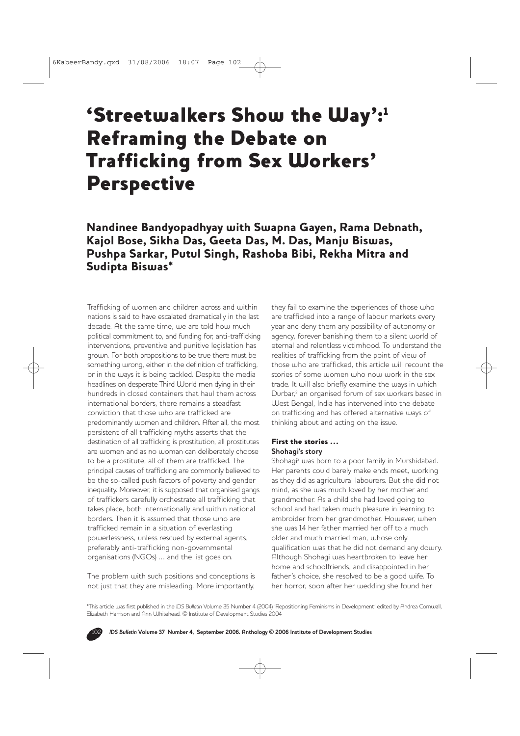# 'Streetwalkers Show the Way':[1] Reframing the Debate on Trafficking from Sex Workers' Perspective

**Nandinee Bandyopadhyay with Swapna Gayen, Rama Debnath, Kajol Bose, Sikha Das, Geeta Das, M. Das, Manju Biswas, Pushpa Sarkar, Putul Singh, Rashoba Bibi, Rekha Mitra and Sudipta Biswas***

Trafficking of women and children across and within nations is said to have escalated dramatically in the last decade. At the same time, we are told how much political commitment to, and funding for, anti-trafficking interventions, preventive and punitive legislation has grown. For both propositions to be true there must be something wrong, either in the definition of trafficking, or in the ways it is being tackled. Despite the media headlines on desperate Third World men dying in their hundreds in closed containers that haul them across international borders, there remains a steadfast conviction that those who are trafficked are predominantly women and children. After all, the most persistent of all trafficking myths asserts that the destination of all trafficking is prostitution, all prostitutes are women and as no woman can deliberately choose to be a prostitute, all of them are trafficked. The principal causes of trafficking are commonly believed to be the so-called push factors of poverty and gender inequality. Moreover, it is supposed that organised gangs of traffickers carefully orchestrate all trafficking that takes place, both internationally and within national borders. Then it is assumed that those who are trafficked remain in a situation of everlasting powerlessness, unless rescued by external agents, preferably anti-trafficking non-governmental organisations (NGOs) … and the list goes on.

The problem with such positions and conceptions is not just that they are misleading. More importantly, they fail to examine the experiences of those who are trafficked into a range of labour markets every year and deny them any possibility of autonomy or agency, forever banishing them to a silent world of eternal and relentless victimhood. To understand the realities of trafficking from the point of view of those who are trafficked, this article will recount the stories of some women who now work in the sex trade. It will also briefly examine the ways in which Durbar,[2] an organised forum of sex workers based in West Bengal, India has intervened into the debate on trafficking and has offered alternative ways of thinking about and acting on the issue.

## First the stories …

### Shohagi's story

Shohagi[3] was born to a poor family in Murshidabad. Her parents could barely make ends meet, working as they did as agricultural labourers. But she did not mind, as she was much loved by her mother and grandmother. As a child she had loved going to school and had taken much pleasure in learning to embroider from her grandmother. However, when she was 14 her father married her off to a much older and much married man, whose only qualification was that he did not demand any dowry. Although Shohagi was heartbroken to leave her home and schoolfriends, and disappointed in her father's choice, she resolved to be a good wife. To her horror, soon after her wedding she found her

*This article was first published in the *IDS Bulletin* Volume 35 Number 4 (2004) 'Repositioning Feminisms in Development' edited by Andrea Cornwall, Elizabeth Harrison and Ann Whitehead. © Institute of Development Studies 2004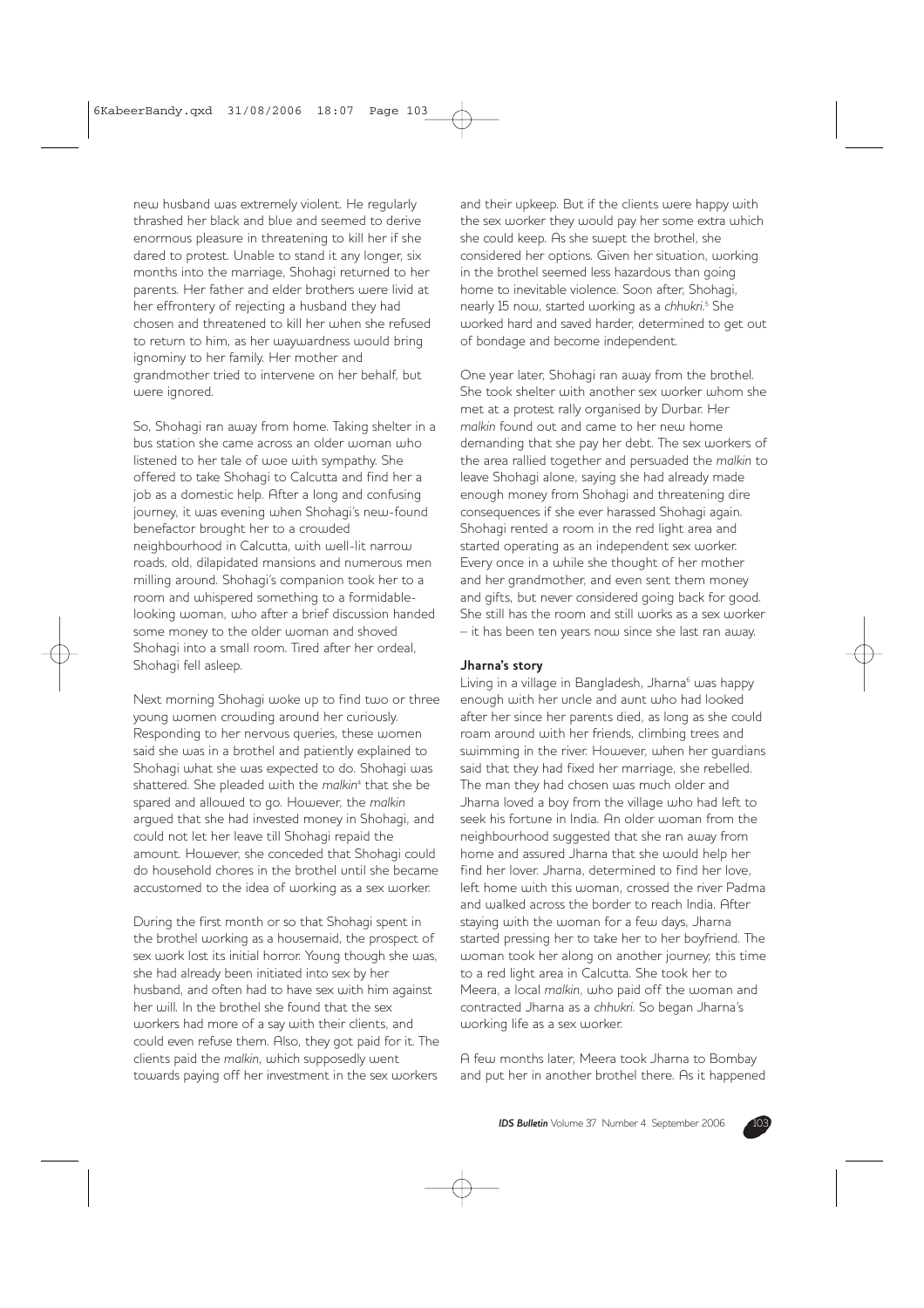new husband was extremely violent. He regularly thrashed her black and blue and seemed to derive enormous pleasure in threatening to kill her if she dared to protest. Unable to stand it any longer, six months into the marriage, Shohagi returned to her parents. Her father and elder brothers were livid at her effrontery of rejecting a husband they had chosen and threatened to kill her when she refused to return to him, as her waywardness would bring ignominy to her family. Her mother and grandmother tried to intervene on her behalf, but were ignored.

So, Shohagi ran away from home. Taking shelter in a bus station she came across an older woman who listened to her tale of woe with sympathy. She offered to take Shohagi to Calcutta and find her a job as a domestic help. After a long and confusing journey, it was evening when Shohagi's new-found benefactor brought her to a crowded neighbourhood in Calcutta, with well-lit narrow roads, old, dilapidated mansions and numerous men milling around. Shohagi's companion took her to a room and whispered something to a formidable-looking woman, who after a brief discussion handed some money to the older woman and shoved Shohagi into a small room. Tired after her ordeal, Shohagi fell asleep.

Next morning Shohagi woke up to find two or three young women crowding around her curiously. Responding to her nervous queries, these women said she was in a brothel and patiently explained to Shohagi what she was expected to do. Shohagi was shattered. She pleaded with the *malkin*[4] that she be spared and allowed to go. However, the *malkin* argued that she had invested money in Shohagi, and could not let her leave till Shohagi repaid the amount. However, she conceded that Shohagi could do household chores in the brothel until she became accustomed to the idea of working as a sex worker.

During the first month or so that Shohagi spent in the brothel working as a housemaid, the prospect of sex work lost its initial horror. Young though she was, she had already been initiated into sex by her husband, and often had to have sex with him against her will. In the brothel she found that the sex workers had more of a say with their clients, and could even refuse them. Also, they got paid for it. The clients paid the *malkin*, which supposedly went towards paying off her investment in the sex workers and their upkeep. But if the clients were happy with the sex worker they would pay her some extra which she could keep. As she swept the brothel, she considered her options. Given her situation, working in the brothel seemed less hazardous than going home to inevitable violence. Soon after, Shohagi, nearly 15 now, started working as a *chhukri*.[5] She worked hard and saved harder, determined to get out of bondage and become independent.

One year later, Shohagi ran away from the brothel. She took shelter with another sex worker whom she met at a protest rally organised by Durbar. Her *malkin* found out and came to her new home demanding that she pay her debt. The sex workers of the area rallied together and persuaded the *malkin* to leave Shohagi alone, saying she had already made enough money from Shohagi and threatening dire consequences if she ever harassed Shohagi again. Shohagi rented a room in the red light area and started operating as an independent sex worker. Every once in a while she thought of her mother and her grandmother, and even sent them money and gifts, but never considered going back for good. She still has the room and still works as a sex worker – it has been ten years now since she last ran away.

### Jharna's story

Living in a village in Bangladesh, Jharna[6] was happy enough with her uncle and aunt who had looked after her since her parents died, as long as she could roam around with her friends, climbing trees and swimming in the river. However, when her guardians said that they had fixed her marriage, she rebelled. The man they had chosen was much older and Jharna loved a boy from the village who had left to seek his fortune in India. An older woman from the neighbourhood suggested that she ran away from home and assured Jharna that she would help her find her lover. Jharna, determined to find her love, left home with this woman, crossed the river Padma and walked across the border to reach India. After staying with the woman for a few days, Jharna started pressing her to take her to her boyfriend. The woman took her along on another journey; this time to a red light area in Calcutta. She took her to Meera, a local *malkin*, who paid off the woman and contracted Jharna as a *chhukri*. So began Jharna's working life as a sex worker.

A few months later, Meera took Jharna to Bombay and put her in another brothel there. As it happened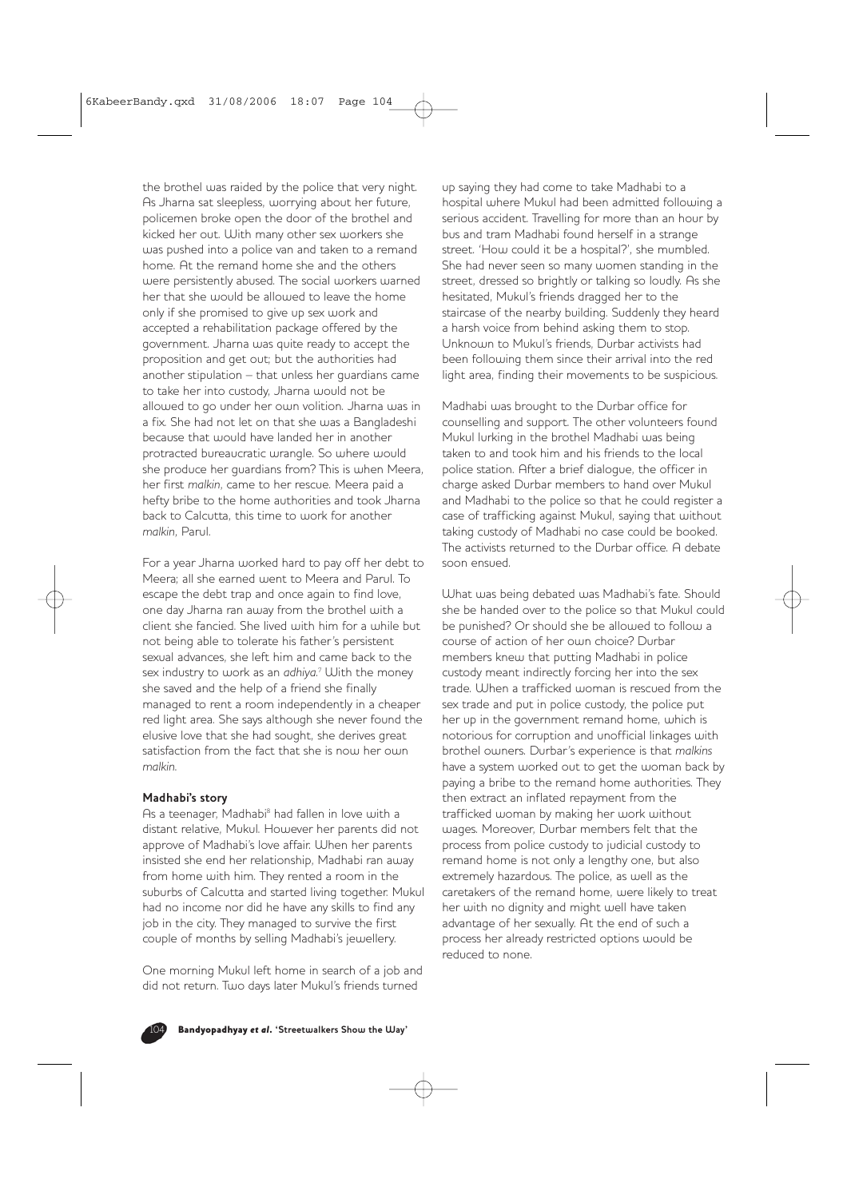the brothel was raided by the police that very night. As Jharna sat sleepless, worrying about her future, policemen broke open the door of the brothel and kicked her out. With many other sex workers she was pushed into a police van and taken to a remand home. At the remand home she and the others were persistently abused. The social workers warned her that she would be allowed to leave the home only if she promised to give up sex work and accepted a rehabilitation package offered by the government. Jharna was quite ready to accept the proposition and get out; but the authorities had another stipulation – that unless her guardians came to take her into custody, Jharna would not be allowed to go under her own volition. Jharna was in a fix. She had not let on that she was a Bangladeshi because that would have landed her in another protracted bureaucratic wrangle. So where would she produce her guardians from? This is when Meera, her first *malkin*, came to her rescue. Meera paid a hefty bribe to the home authorities and took Jharna back to Calcutta, this time to work for another *malkin*, Parul.

For a year Jharna worked hard to pay off her debt to Meera; all she earned went to Meera and Parul. To escape the debt trap and once again to find love, one day Jharna ran away from the brothel with a client she fancied. She lived with him for a while but not being able to tolerate his father's persistent sexual advances, she left him and came back to the sex industry to work as an *adhiya*.[7] With the money she saved and the help of a friend she finally managed to rent a room independently in a cheaper red light area. She says although she never found the elusive love that she had sought, she derives great satisfaction from the fact that she is now her own *malkin*.

**Madhabi's story**

As a teenager, Madhabi[8] had fallen in love with a distant relative, Mukul. However her parents did not approve of Madhabi's love affair. When her parents insisted she end her relationship, Madhabi ran away from home with him. They rented a room in the suburbs of Calcutta and started living together. Mukul had no income nor did he have any skills to find any job in the city. They managed to survive the first couple of months by selling Madhabi's jewellery.

One morning Mukul left home in search of a job and did not return. Two days later Mukul's friends turned up saying they had come to take Madhabi to a hospital where Mukul had been admitted following a serious accident. Travelling for more than an hour by bus and tram Madhabi found herself in a strange street. 'How could it be a hospital?', she mumbled. She had never seen so many women standing in the street, dressed so brightly or talking so loudly. As she hesitated, Mukul's friends dragged her to the staircase of the nearby building. Suddenly they heard a harsh voice from behind asking them to stop. Unknown to Mukul's friends, Durbar activists had been following them since their arrival into the red light area, finding their movements to be suspicious.

Madhabi was brought to the Durbar office for counselling and support. The other volunteers found Mukul lurking in the brothel Madhabi was being taken to and took him and his friends to the local police station. After a brief dialogue, the officer in charge asked Durbar members to hand over Mukul and Madhabi to the police so that he could register a case of trafficking against Mukul, saying that without taking custody of Madhabi no case could be booked. The activists returned to the Durbar office. A debate soon ensued.

What was being debated was Madhabi's fate. Should she be handed over to the police so that Mukul could be punished? Or should she be allowed to follow a course of action of her own choice? Durbar members knew that putting Madhabi in police custody meant indirectly forcing her into the sex trade. When a trafficked woman is rescued from the sex trade and put in police custody, the police put her up in the government remand home, which is notorious for corruption and unofficial linkages with brothel owners. Durbar's experience is that *malkins* have a system worked out to get the woman back by paying a bribe to the remand home authorities. They then extract an inflated repayment from the trafficked woman by making her work without wages. Moreover, Durbar members felt that the process from police custody to judicial custody to remand home is not only a lengthy one, but also extremely hazardous. The police, as well as the caretakers of the remand home, were likely to treat her with no dignity and might well have taken advantage of her sexually. At the end of such a process her already restricted options would be reduced to none.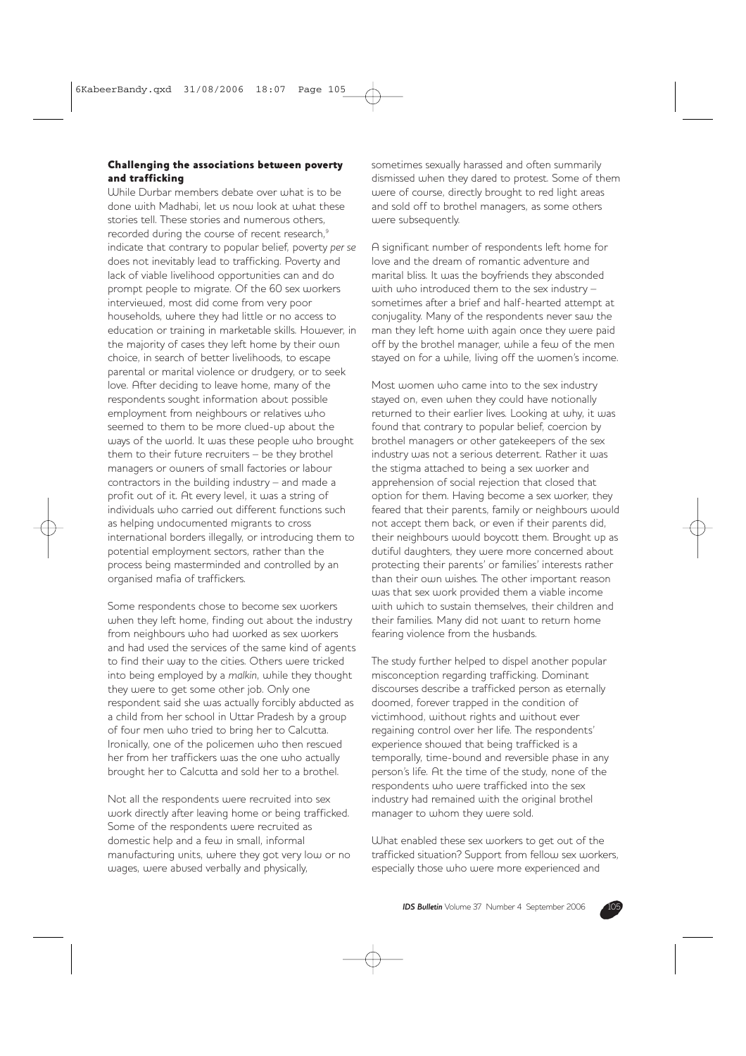### Challenging the associations between poverty and trafficking

While Durbar members debate over what is to be done with Madhabi, let us now look at what these stories tell. These stories and numerous others, recorded during the course of recent research,[9] indicate that contrary to popular belief, poverty *per se* does not inevitably lead to trafficking. Poverty and lack of viable livelihood opportunities can and do prompt people to migrate. Of the 60 sex workers interviewed, most did come from very poor households, where they had little or no access to education or training in marketable skills. However, in the majority of cases they left home by their own choice, in search of better livelihoods, to escape parental or marital violence or drudgery, or to seek love. After deciding to leave home, many of the respondents sought information about possible employment from neighbours or relatives who seemed to them to be more clued-up about the ways of the world. It was these people who brought them to their future recruiters – be they brothel managers or owners of small factories or labour contractors in the building industry – and made a profit out of it. At every level, it was a string of individuals who carried out different functions such as helping undocumented migrants to cross international borders illegally, or introducing them to potential employment sectors, rather than the process being masterminded and controlled by an organised mafia of traffickers.

Some respondents chose to become sex workers when they left home, finding out about the industry from neighbours who had worked as sex workers and had used the services of the same kind of agents to find their way to the cities. Others were tricked into being employed by a *malkin*, while they thought they were to get some other job. Only one respondent said she was actually forcibly abducted as a child from her school in Uttar Pradesh by a group of four men who tried to bring her to Calcutta. Ironically, one of the policemen who then rescued her from her traffickers was the one who actually brought her to Calcutta and sold her to a brothel.

Not all the respondents were recruited into sex work directly after leaving home or being trafficked. Some of the respondents were recruited as domestic help and a few in small, informal manufacturing units, where they got very low or no wages, were abused verbally and physically, sometimes sexually harassed and often summarily dismissed when they dared to protest. Some of them were of course, directly brought to red light areas and sold off to brothel managers, as some others were subsequently.

A significant number of respondents left home for love and the dream of romantic adventure and marital bliss. It was the boyfriends they absconded with who introduced them to the sex industry – sometimes after a brief and half-hearted attempt at conjugality. Many of the respondents never saw the man they left home with again once they were paid off by the brothel manager, while a few of the men stayed on for a while, living off the women's income.

Most women who came into to the sex industry stayed on, even when they could have notionally returned to their earlier lives. Looking at why, it was found that contrary to popular belief, coercion by brothel managers or other gatekeepers of the sex industry was not a serious deterrent. Rather it was the stigma attached to being a sex worker and apprehension of social rejection that closed that option for them. Having become a sex worker, they feared that their parents, family or neighbours would not accept them back, or even if their parents did, their neighbours would boycott them. Brought up as dutiful daughters, they were more concerned about protecting their parents' or families' interests rather than their own wishes. The other important reason was that sex work provided them a viable income with which to sustain themselves, their children and their families. Many did not want to return home fearing violence from the husbands.

The study further helped to dispel another popular misconception regarding trafficking. Dominant discourses describe a trafficked person as eternally doomed, forever trapped in the condition of victimhood, without rights and without ever regaining control over her life. The respondents' experience showed that being trafficked is a temporally, time-bound and reversible phase in any person's life. At the time of the study, none of the respondents who were trafficked into the sex industry had remained with the original brothel manager to whom they were sold.

What enabled these sex workers to get out of the trafficked situation? Support from fellow sex workers, especially those who were more experienced and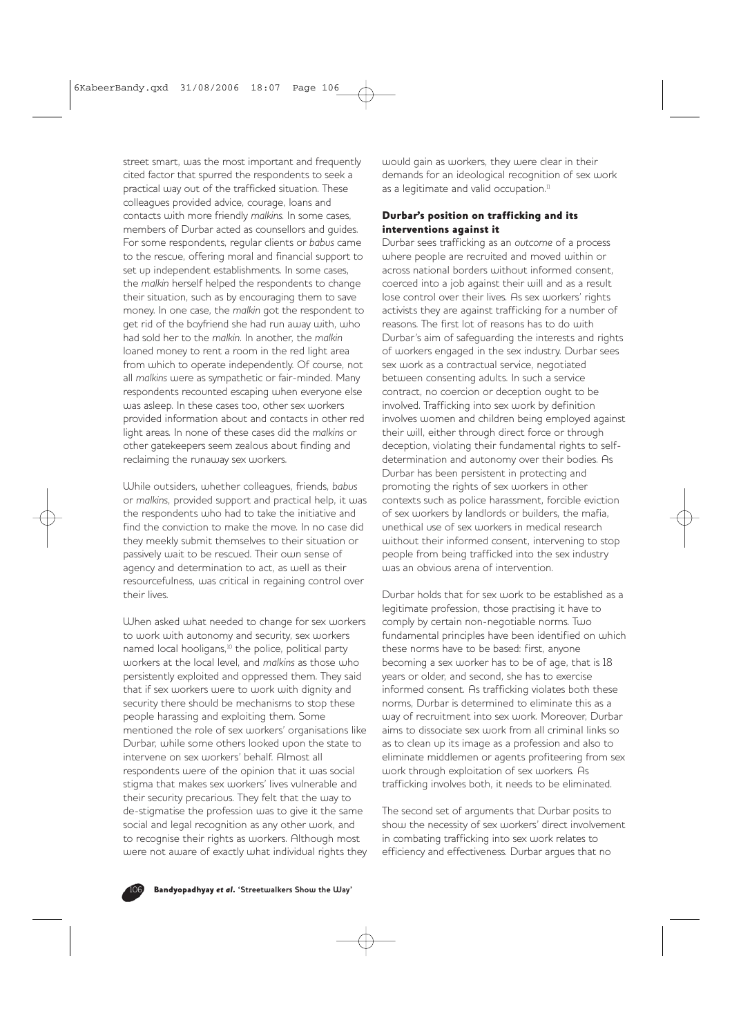street smart, was the most important and frequently cited factor that spurred the respondents to seek a practical way out of the trafficked situation. These colleagues provided advice, courage, loans and contacts with more friendly *malkins*. In some cases, members of Durbar acted as counsellors and guides. For some respondents, regular clients or *babus* came to the rescue, offering moral and financial support to set up independent establishments. In some cases, the *malkin* herself helped the respondents to change their situation, such as by encouraging them to save money. In one case, the *malkin* got the respondent to get rid of the boyfriend she had run away with, who had sold her to the *malkin*. In another, the *malkin* loaned money to rent a room in the red light area from which to operate independently. Of course, not all *malkins* were as sympathetic or fair-minded. Many respondents recounted escaping when everyone else was asleep. In these cases too, other sex workers provided information about and contacts in other red light areas. In none of these cases did the *malkins* or other gatekeepers seem zealous about finding and reclaiming the runaway sex workers.

While outsiders, whether colleagues, friends, *babus* or *malkins*, provided support and practical help, it was the respondents who had to take the initiative and find the conviction to make the move. In no case did they meekly submit themselves to their situation or passively wait to be rescued. Their own sense of agency and determination to act, as well as their resourcefulness, was critical in regaining control over their lives.

When asked what needed to change for sex workers to work with autonomy and security, sex workers named local hooligans,[10] the police, political party workers at the local level, and *malkins* as those who persistently exploited and oppressed them. They said that if sex workers were to work with dignity and security there should be mechanisms to stop these people harassing and exploiting them. Some mentioned the role of sex workers' organisations like Durbar, while some others looked upon the state to intervene on sex workers' behalf. Almost all respondents were of the opinion that it was social stigma that makes sex workers' lives vulnerable and their security precarious. They felt that the way to de-stigmatise the profession was to give it the same social and legal recognition as any other work, and to recognise their rights as workers. Although most were not aware of exactly what individual rights they would gain as workers, they were clear in their demands for an ideological recognition of sex work as a legitimate and valid occupation.[11]

### Durbar's position on trafficking and its interventions against it

Durbar sees trafficking as an *outcome* of a process where people are recruited and moved within or across national borders without informed consent, coerced into a job against their will and as a result lose control over their lives. As sex workers' rights activists they are against trafficking for a number of reasons. The first lot of reasons has to do with Durbar's aim of safeguarding the interests and rights of workers engaged in the sex industry. Durbar sees sex work as a contractual service, negotiated between consenting adults. In such a service contract, no coercion or deception ought to be involved. Trafficking into sex work by definition involves women and children being employed against their will, either through direct force or through deception, violating their fundamental rights to self-determination and autonomy over their bodies. As Durbar has been persistent in protecting and promoting the rights of sex workers in other contexts such as police harassment, forcible eviction of sex workers by landlords or builders, the mafia, unethical use of sex workers in medical research without their informed consent, intervening to stop people from being trafficked into the sex industry was an obvious arena of intervention.

Durbar holds that for sex work to be established as a legitimate profession, those practising it have to comply by certain non-negotiable norms. Two fundamental principles have been identified on which these norms have to be based: first, anyone becoming a sex worker has to be of age, that is 18 years or older, and second, she has to exercise informed consent. As trafficking violates both these norms, Durbar is determined to eliminate this as a way of recruitment into sex work. Moreover, Durbar aims to dissociate sex work from all criminal links so as to clean up its image as a profession and also to eliminate middlemen or agents profiteering from sex work through exploitation of sex workers. As trafficking involves both, it needs to be eliminated.

The second set of arguments that Durbar posits to show the necessity of sex workers' direct involvement in combating trafficking into sex work relates to efficiency and effectiveness. Durbar argues that no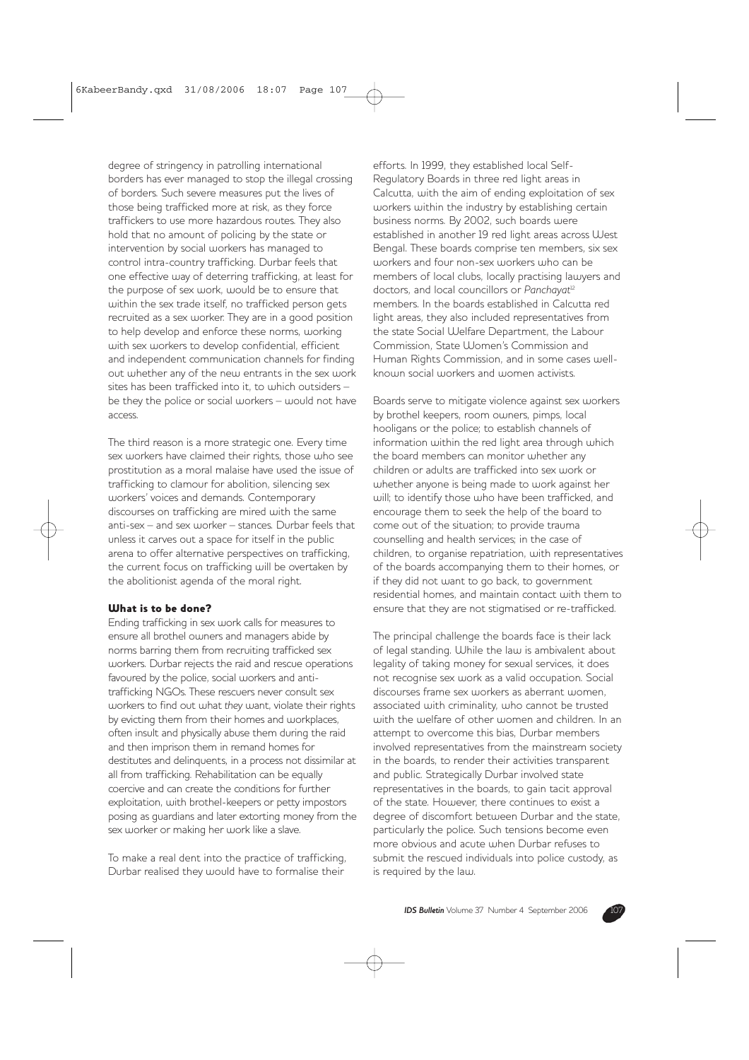degree of stringency in patrolling international borders has ever managed to stop the illegal crossing of borders. Such severe measures put the lives of those being trafficked more at risk, as they force traffickers to use more hazardous routes. They also hold that no amount of policing by the state or intervention by social workers has managed to control intra-country trafficking. Durbar feels that one effective way of deterring trafficking, at least for the purpose of sex work, would be to ensure that within the sex trade itself, no trafficked person gets recruited as a sex worker. They are in a good position to help develop and enforce these norms, working with sex workers to develop confidential, efficient and independent communication channels for finding out whether any of the new entrants in the sex work sites has been trafficked into it, to which outsiders – be they the police or social workers – would not have access.

The third reason is a more strategic one. Every time sex workers have claimed their rights, those who see prostitution as a moral malaise have used the issue of trafficking to clamour for abolition, silencing sex workers' voices and demands. Contemporary discourses on trafficking are mired with the same anti-sex – and sex worker – stances. Durbar feels that unless it carves out a space for itself in the public arena to offer alternative perspectives on trafficking, the current focus on trafficking will be overtaken by the abolitionist agenda of the moral right.

### What is to be done?

Ending trafficking in sex work calls for measures to ensure all brothel owners and managers abide by norms barring them from recruiting trafficked sex workers. Durbar rejects the raid and rescue operations favoured by the police, social workers and anti-trafficking NGOs. These rescuers never consult sex workers to find out what *they* want, violate their rights by evicting them from their homes and workplaces, often insult and physically abuse them during the raid and then imprison them in remand homes for destitutes and delinquents, in a process not dissimilar at all from trafficking. Rehabilitation can be equally coercive and can create the conditions for further exploitation, with brothel-keepers or petty impostors posing as guardians and later extorting money from the sex worker or making her work like a slave.

To make a real dent into the practice of trafficking, Durbar realised they would have to formalise their efforts. In 1999, they established local Self-Regulatory Boards in three red light areas in Calcutta, with the aim of ending exploitation of sex workers within the industry by establishing certain business norms. By 2002, such boards were established in another 19 red light areas across West Bengal. These boards comprise ten members, six sex workers and four non-sex workers who can be members of local clubs, locally practising lawyers and doctors, and local councillors or *Panchayat*[12] members. In the boards established in Calcutta red light areas, they also included representatives from the state Social Welfare Department, the Labour Commission, State Women's Commission and Human Rights Commission, and in some cases well-known social workers and women activists.

Boards serve to mitigate violence against sex workers by brothel keepers, room owners, pimps, local hooligans or the police; to establish channels of information within the red light area through which the board members can monitor whether any children or adults are trafficked into sex work or whether anyone is being made to work against her will; to identify those who have been trafficked, and encourage them to seek the help of the board to come out of the situation; to provide trauma counselling and health services; in the case of children, to organise repatriation, with representatives of the boards accompanying them to their homes, or if they did not want to go back, to government residential homes, and maintain contact with them to ensure that they are not stigmatised or re-trafficked.

The principal challenge the boards face is their lack of legal standing. While the law is ambivalent about legality of taking money for sexual services, it does not recognise sex work as a valid occupation. Social discourses frame sex workers as aberrant women, associated with criminality, who cannot be trusted with the welfare of other women and children. In an attempt to overcome this bias, Durbar members involved representatives from the mainstream society in the boards, to render their activities transparent and public. Strategically Durbar involved state representatives in the boards, to gain tacit approval of the state. However, there continues to exist a degree of discomfort between Durbar and the state, particularly the police. Such tensions become even more obvious and acute when Durbar refuses to submit the rescued individuals into police custody, as is required by the law.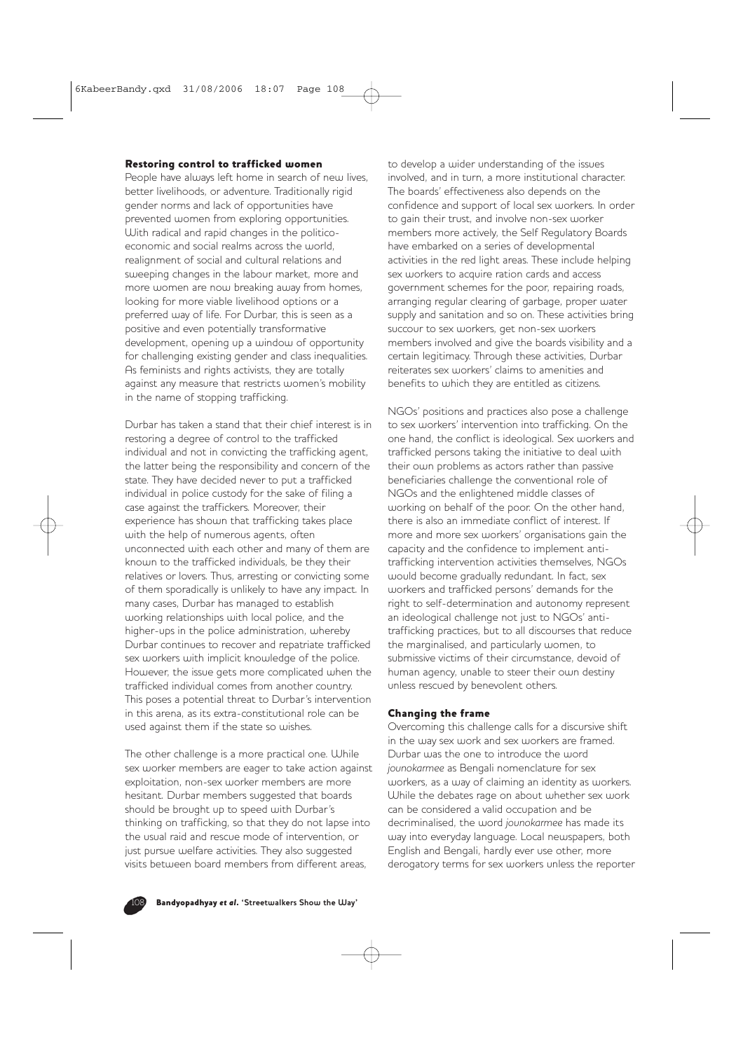## Restoring control to trafficked women

People have always left home in search of new lives, better livelihoods, or adventure. Traditionally rigid gender norms and lack of opportunities have prevented women from exploring opportunities. With radical and rapid changes in the politico-economic and social realms across the world, realignment of social and cultural relations and sweeping changes in the labour market, more and more women are now breaking away from homes, looking for more viable livelihood options or a preferred way of life. For Durbar, this is seen as a positive and even potentially transformative development, opening up a window of opportunity for challenging existing gender and class inequalities. As feminists and rights activists, they are totally against any measure that restricts women's mobility in the name of stopping trafficking.

Durbar has taken a stand that their chief interest is in restoring a degree of control to the trafficked individual and not in convicting the trafficking agent, the latter being the responsibility and concern of the state. They have decided never to put a trafficked individual in police custody for the sake of filing a case against the traffickers. Moreover, their experience has shown that trafficking takes place with the help of numerous agents, often unconnected with each other and many of them are known to the trafficked individuals, be they their relatives or lovers. Thus, arresting or convicting some of them sporadically is unlikely to have any impact. In many cases, Durbar has managed to establish working relationships with local police, and the higher-ups in the police administration, whereby Durbar continues to recover and repatriate trafficked sex workers with implicit knowledge of the police. However, the issue gets more complicated when the trafficked individual comes from another country. This poses a potential threat to Durbar's intervention in this arena, as its extra-constitutional role can be used against them if the state so wishes.

The other challenge is a more practical one. While sex worker members are eager to take action against exploitation, non-sex worker members are more hesitant. Durbar members suggested that boards should be brought up to speed with Durbar's thinking on trafficking, so that they do not lapse into the usual raid and rescue mode of intervention, or just pursue welfare activities. They also suggested visits between board members from different areas, to develop a wider understanding of the issues involved, and in turn, a more institutional character. The boards' effectiveness also depends on the confidence and support of local sex workers. In order to gain their trust, and involve non-sex worker members more actively, the Self Regulatory Boards have embarked on a series of developmental activities in the red light areas. These include helping sex workers to acquire ration cards and access government schemes for the poor, repairing roads, arranging regular clearing of garbage, proper water supply and sanitation and so on. These activities bring succour to sex workers, get non-sex workers members involved and give the boards visibility and a certain legitimacy. Through these activities, Durbar reiterates sex workers' claims to amenities and benefits to which they are entitled as citizens.

NGOs' positions and practices also pose a challenge to sex workers' intervention into trafficking. On the one hand, the conflict is ideological. Sex workers and trafficked persons taking the initiative to deal with their own problems as actors rather than passive beneficiaries challenge the conventional role of NGOs and the enlightened middle classes of working on behalf of the poor. On the other hand, there is also an immediate conflict of interest. If more and more sex workers' organisations gain the capacity and the confidence to implement anti-trafficking intervention activities themselves, NGOs would become gradually redundant. In fact, sex workers and trafficked persons' demands for the right to self-determination and autonomy represent an ideological challenge not just to NGOs' anti-trafficking practices, but to all discourses that reduce the marginalised, and particularly women, to submissive victims of their circumstance, devoid of human agency, unable to steer their own destiny unless rescued by benevolent others.

## Changing the frame

Overcoming this challenge calls for a discursive shift in the way sex work and sex workers are framed. Durbar was the one to introduce the word *jounokarmee* as Bengali nomenclature for sex workers, as a way of claiming an identity as workers. While the debates rage on about whether sex work can be considered a valid occupation and be decriminalised, the word *jounokarmee* has made its way into everyday language. Local newspapers, both English and Bengali, hardly ever use other, more derogatory terms for sex workers unless the reporter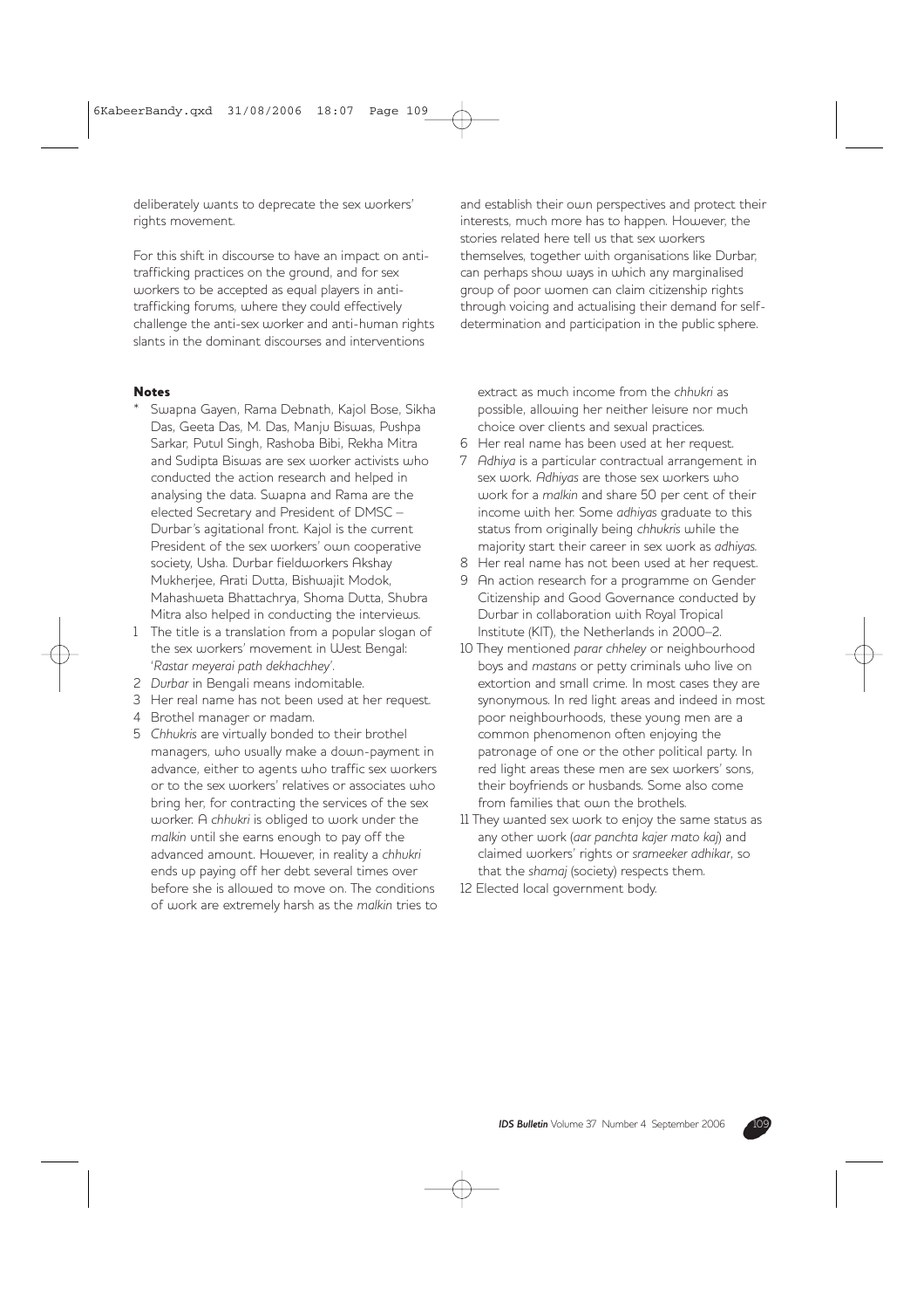deliberately wants to deprecate the sex workers' rights movement.

For this shift in discourse to have an impact on anti-trafficking practices on the ground, and for sex workers to be accepted as equal players in anti-trafficking forums, where they could effectively challenge the anti-sex worker and anti-human rights slants in the dominant discourses and interventions and establish their own perspectives and protect their interests, much more has to happen. However, the stories related here tell us that sex workers themselves, together with organisations like Durbar, can perhaps show ways in which any marginalised group of poor women can claim citizenship rights through voicing and actualising their demand for self-determination and participation in the public sphere.

## Notes

\* Swapna Gayen, Rama Debnath, Kajol Bose, Sikha Das, Geeta Das, M. Das, Manju Biswas, Pushpa Sarkar, Putul Singh, Rashoba Bibi, Rekha Mitra and Sudipta Biswas are sex worker activists who conducted the action research and helped in analysing the data. Swapna and Rama are the elected Secretary and President of DMSC – Durbar's agitational front. Kajol is the current President of the sex workers' own cooperative society, Usha. Durbar fieldworkers Akshay Mukherjee, Arati Dutta, Bishwajit Modok, Mahashweta Bhattachrya, Shoma Dutta, Shubra Mitra also helped in conducting the interviews.

1 The title is a translation from a popular slogan of the sex workers' movement in West Bengal: '*Rastar meyerai path dekhachhey*'.

2 *Durbar* in Bengali means indomitable.

3 Her real name has not been used at her request.

4 Brothel manager or madam.

5 *Chhukris* are virtually bonded to their brothel managers, who usually make a down-payment in advance, either to agents who traffic sex workers or to the sex workers' relatives or associates who bring her, for contracting the services of the sex worker. A *chhukri* is obliged to work under the *malkin* until she earns enough to pay off the advanced amount. However, in reality a *chhukri* ends up paying off her debt several times over before she is allowed to move on. The conditions of work are extremely harsh as the *malkin* tries to extract as much income from the *chhukri* as possible, allowing her neither leisure nor much choice over clients and sexual practices.

6 Her real name has been used at her request.

7 *Adhiya* is a particular contractual arrangement in sex work. *Adhiyas* are those sex workers who work for a *malkin* and share 50 per cent of their income with her. Some *adhiyas* graduate to this status from originally being *chhukris* while the majority start their career in sex work as *adhiyas*.

8 Her real name has not been used at her request.

9 An action research for a programme on Gender Citizenship and Good Governance conducted by Durbar in collaboration with Royal Tropical Institute (KIT), the Netherlands in 2000–2.

10 They mentioned *parar chheley* or neighbourhood boys and *mastans* or petty criminals who live on extortion and small crime. In most cases they are synonymous. In red light areas and indeed in most poor neighbourhoods, these young men are a common phenomenon often enjoying the patronage of one or the other political party. In red light areas these men are sex workers' sons, their boyfriends or husbands. Some also come from families that own the brothels.

11 They wanted sex work to enjoy the same status as any other work (*aar panchta kajer mato kaj*) and claimed workers' rights or *srameeker adhikar*, so that the *shamaj* (society) respects them.

12 Elected local government body.